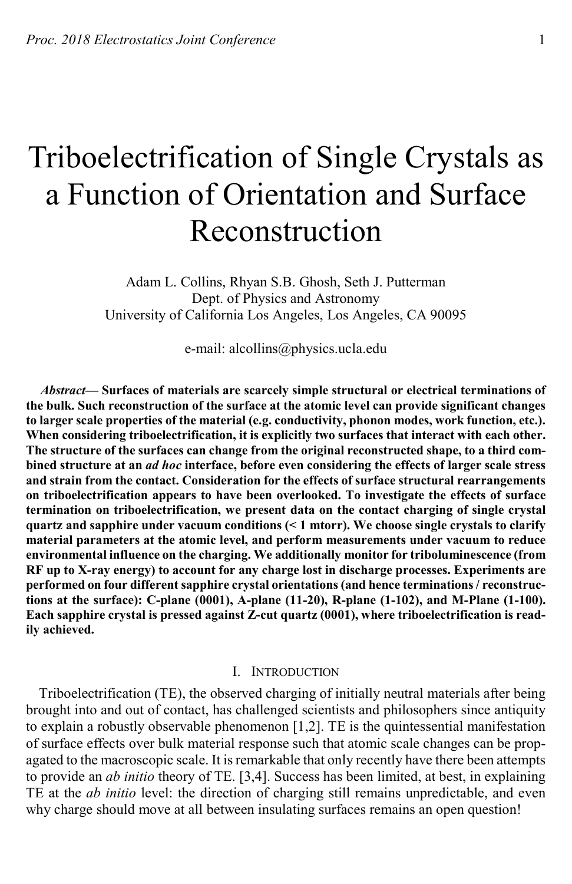# Triboelectrification of Single Crystals as a Function of Orientation and Surface Reconstruction

Adam L. Collins, Rhyan S.B. Ghosh, Seth J. Putterman
Dept. of Physics and Astronomy
University of California Los Angeles, Los Angeles, CA 90095

e-mail: alcollins@physics.ucla.edu

***Abstract*— Surfaces of materials are scarcely simple structural or electrical terminations of the bulk. Such reconstruction of the surface at the atomic level can provide significant changes to larger scale properties of the material (e.g. conductivity, phonon modes, work function, etc.). When considering triboelectrification, it is explicitly two surfaces that interact with each other. The structure of the surfaces can change from the original reconstructed shape, to a third combined structure at an *ad hoc* interface, before even considering the effects of larger scale stress and strain from the contact. Consideration for the effects of surface structural rearrangements on triboelectrification appears to have been overlooked. To investigate the effects of surface termination on triboelectrification, we present data on the contact charging of single crystal quartz and sapphire under vacuum conditions (< 1 mtorr). We choose single crystals to clarify material parameters at the atomic level, and perform measurements under vacuum to reduce environmental influence on the charging. We additionally monitor for triboluminescence (from RF up to X-ray energy) to account for any charge lost in discharge processes. Experiments are performed on four different sapphire crystal orientations (and hence terminations / reconstructions at the surface): C-plane (0001), A-plane (11-20), R-plane (1-102), and M-Plane (1-100). Each sapphire crystal is pressed against Z-cut quartz (0001), where triboelectrification is readily achieved.**

## I. Introduction

Triboelectrification (TE), the observed charging of initially neutral materials after being brought into and out of contact, has challenged scientists and philosophers since antiquity to explain a robustly observable phenomenon [1,2]. TE is the quintessential manifestation of surface effects over bulk material response such that atomic scale changes can be propagated to the macroscopic scale. It is remarkable that only recently have there been attempts to provide an *ab initio* theory of TE. [3,4]. Success has been limited, at best, in explaining TE at the *ab initio* level: the direction of charging still remains unpredictable, and even why charge should move at all between insulating surfaces remains an open question!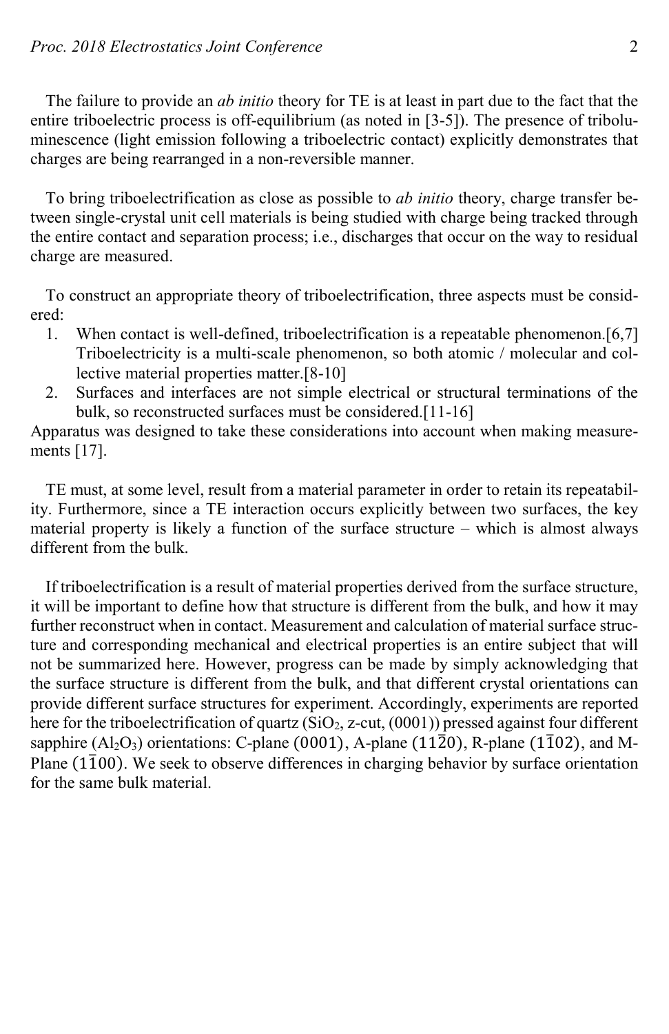The failure to provide an *ab initio* theory for TE is at least in part due to the fact that the entire triboelectric process is off-equilibrium (as noted in [3-5]). The presence of triboluminescence (light emission following a triboelectric contact) explicitly demonstrates that charges are being rearranged in a non-reversible manner.

To bring triboelectrification as close as possible to *ab initio* theory, charge transfer between single-crystal unit cell materials is being studied with charge being tracked through the entire contact and separation process; i.e., discharges that occur on the way to residual charge are measured.

To construct an appropriate theory of triboelectrification, three aspects must be considered:

1. When contact is well-defined, triboelectrification is a repeatable phenomenon.[6,7] Triboelectricity is a multi-scale phenomenon, so both atomic / molecular and collective material properties matter.[8-10]
2. Surfaces and interfaces are not simple electrical or structural terminations of the bulk, so reconstructed surfaces must be considered.[11-16]

Apparatus was designed to take these considerations into account when making measurements [17].

TE must, at some level, result from a material parameter in order to retain its repeatability. Furthermore, since a TE interaction occurs explicitly between two surfaces, the key material property is likely a function of the surface structure – which is almost always different from the bulk.

If triboelectrification is a result of material properties derived from the surface structure, it will be important to define how that structure is different from the bulk, and how it may further reconstruct when in contact. Measurement and calculation of material surface structure and corresponding mechanical and electrical properties is an entire subject that will not be summarized here. However, progress can be made by simply acknowledging that the surface structure is different from the bulk, and that different crystal orientations can provide different surface structures for experiment. Accordingly, experiments are reported here for the triboelectrification of quartz ($SiO_2$, z-cut, (0001)) pressed against four different sapphire ($Al_2O_3$) orientations: C-plane $(0001)$, A-plane $(11\bar{2}0)$, R-plane $(1\bar{1}02)$, and M-Plane $(1\bar{1}00)$. We seek to observe differences in charging behavior by surface orientation for the same bulk material.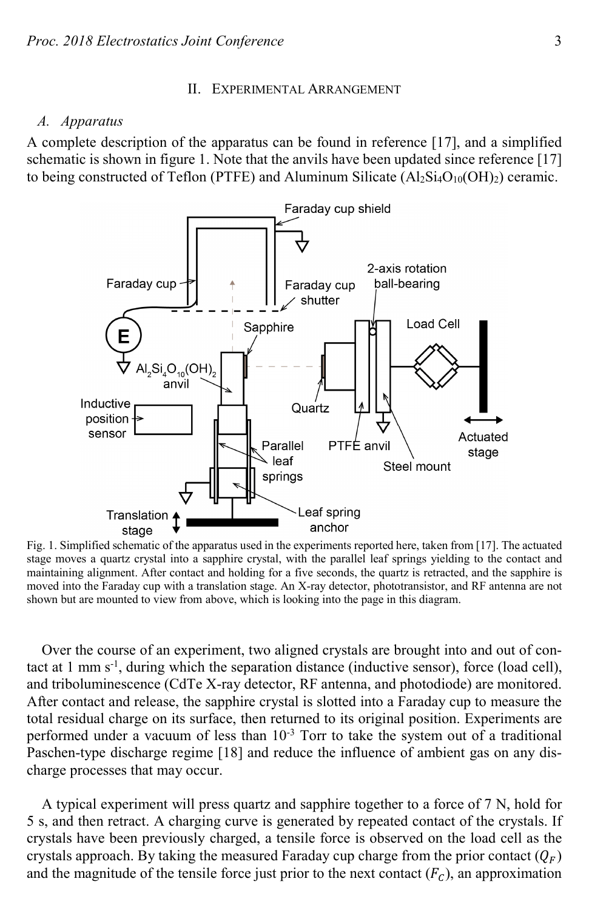## II. Experimental Arrangement

### A. Apparatus

A complete description of the apparatus can be found in reference [17], and a simplified schematic is shown in figure 1. Note that the anvils have been updated since reference [17] to being constructed of Teflon (PTFE) and Aluminum Silicate ($Al_2Si_4O_{10}(OH)_2$) ceramic.

Fig. 1. Simplified schematic of the apparatus used in the experiments reported here, taken from [17]. The actuated stage moves a quartz crystal into a sapphire crystal, with the parallel leaf springs yielding to the contact and maintaining alignment. After contact and holding for a five seconds, the quartz is retracted, and the sapphire is moved into the Faraday cup with a translation stage. An X-ray detector, phototransistor, and RF antenna are not shown but are mounted to view from above, which is looking into the page in this diagram.

Over the course of an experiment, two aligned crystals are brought into and out of contact at 1 mm s$^{-1}$, during which the separation distance (inductive sensor), force (load cell), and triboluminescence (CdTe X-ray detector, RF antenna, and photodiode) are monitored. After contact and release, the sapphire crystal is slotted into a Faraday cup to measure the total residual charge on its surface, then returned to its original position. Experiments are performed under a vacuum of less than $10^{-3}$ Torr to take the system out of a traditional Paschen-type discharge regime [18] and reduce the influence of ambient gas on any discharge processes that may occur.

A typical experiment will press quartz and sapphire together to a force of 7 N, hold for 5 s, and then retract. A charging curve is generated by repeated contact of the crystals. If crystals have been previously charged, a tensile force is observed on the load cell as the crystals approach. By taking the measured Faraday cup charge from the prior contact ($Q_F$) and the magnitude of the tensile force just prior to the next contact ($F_C$), an approximation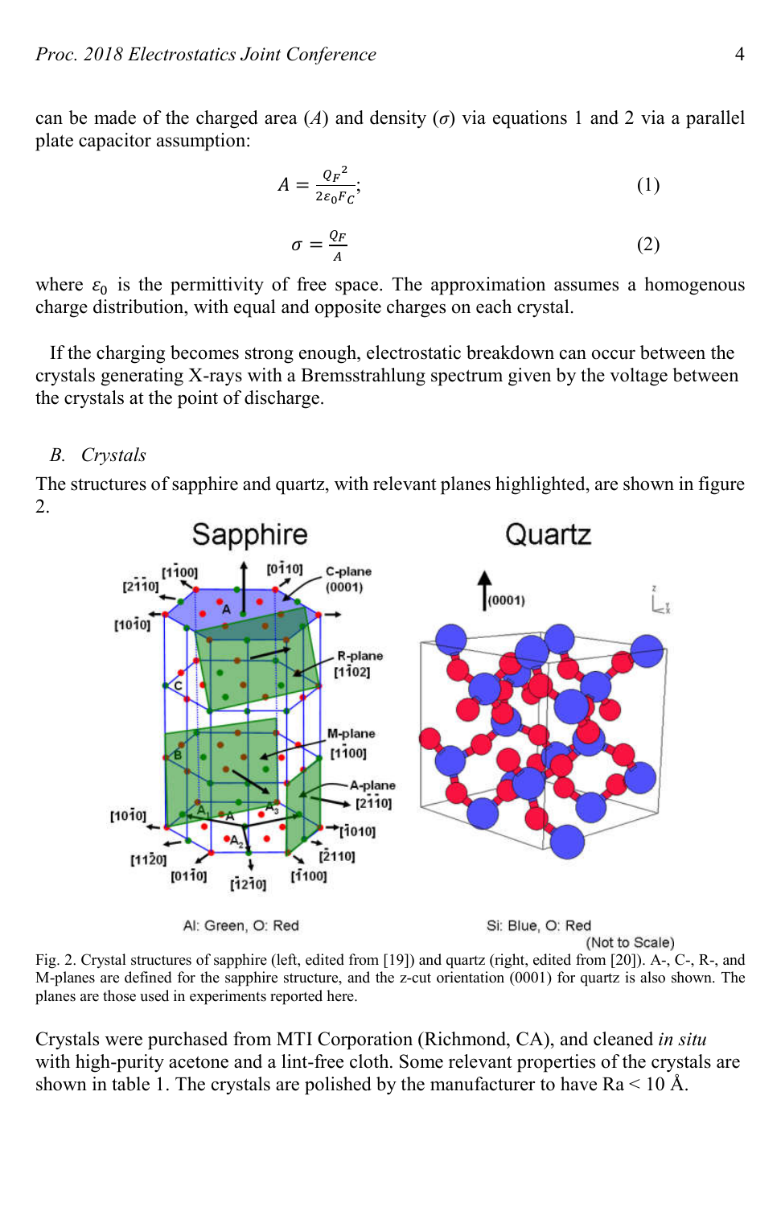can be made of the charged area ($A$) and density ($\sigma$) via equations 1 and 2 via a parallel plate capacitor assumption:

$$A = \frac{{Q_F}^2}{2\varepsilon_0 F_C}; \tag{1}$$

$$\sigma = \frac{Q_F}{A} \tag{2}$$

where $\varepsilon_0$ is the permittivity of free space. The approximation assumes a homogenous charge distribution, with equal and opposite charges on each crystal.

If the charging becomes strong enough, electrostatic breakdown can occur between the crystals generating X-rays with a Bremsstrahlung spectrum given by the voltage between the crystals at the point of discharge.

### B. *Crystals*

The structures of sapphire and quartz, with relevant planes highlighted, are shown in figure 2.

Fig. 2. Crystal structures of sapphire (left, edited from [19]) and quartz (right, edited from [20]). A-, C-, R-, and M-planes are defined for the sapphire structure, and the z-cut orientation (0001) for quartz is also shown. The planes are those used in experiments reported here.

Crystals were purchased from MTI Corporation (Richmond, CA), and cleaned *in situ* with high-purity acetone and a lint-free cloth. Some relevant properties of the crystals are shown in table 1. The crystals are polished by the manufacturer to have Ra < 10 Å.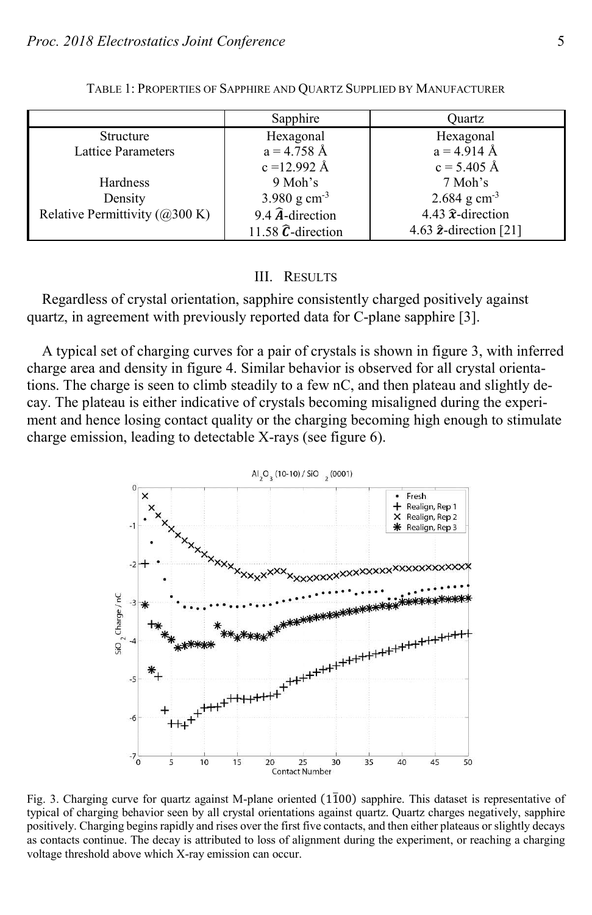TABLE 1: PROPERTIES OF SAPPHIRE AND QUARTZ SUPPLIED BY MANUFACTURER

| | Sapphire | Quartz |
|---|---|---|
| Structure | Hexagonal | Hexagonal |
| Lattice Parameters | a = 4.758 Å<br>c =12.992 Å | a = 4.914 Å<br>c = 5.405 Å |
| Hardness | 9 Moh's | 7 Moh's |
| Density | 3.980 g cm$^{-3}$ | 2.684 g cm$^{-3}$ |
| Relative Permittivity (@300 K) | 9.4 $\hat{\boldsymbol{A}}$-direction<br>11.58 $\hat{\boldsymbol{C}}$-direction | 4.43 $\hat{\boldsymbol{x}}$-direction<br>4.63 $\hat{\boldsymbol{z}}$-direction [21] |

## III. RESULTS

Regardless of crystal orientation, sapphire consistently charged positively against quartz, in agreement with previously reported data for C-plane sapphire [3].

A typical set of charging curves for a pair of crystals is shown in figure 3, with inferred charge area and density in figure 4. Similar behavior is observed for all crystal orientations. The charge is seen to climb steadily to a few nC, and then plateau and slightly decay. The plateau is either indicative of crystals becoming misaligned during the experiment and hence losing contact quality or the charging becoming high enough to stimulate charge emission, leading to detectable X-rays (see figure 6).

Fig. 3. Charging curve for quartz against M-plane oriented $(1\bar{1}00)$ sapphire. This dataset is representative of typical of charging behavior seen by all crystal orientations against quartz. Quartz charges negatively, sapphire positively. Charging begins rapidly and rises over the first five contacts, and then either plateaus or slightly decays as contacts continue. The decay is attributed to loss of alignment during the experiment, or reaching a charging voltage threshold above which X-ray emission can occur.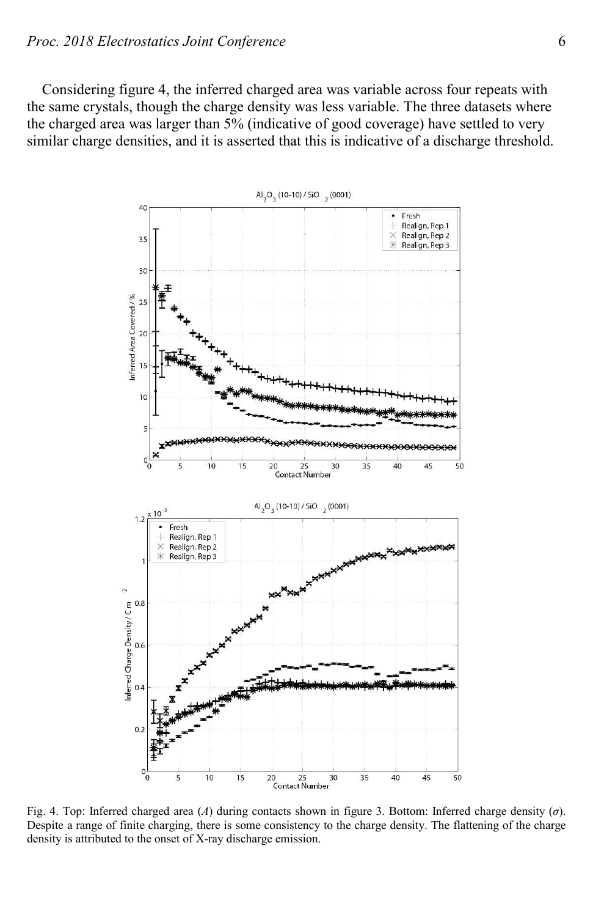Considering figure 4, the inferred charged area was variable across four repeats with the same crystals, though the charge density was less variable. The three datasets where the charged area was larger than 5% (indicative of good coverage) have settled to very similar charge densities, and it is asserted that this is indicative of a discharge threshold.

Fig. 4. Top: Inferred charged area ($A$) during contacts shown in figure 3. Bottom: Inferred charge density ($\sigma$). Despite a range of finite charging, there is some consistency to the charge density. The flattening of the charge density is attributed to the onset of X-ray discharge emission.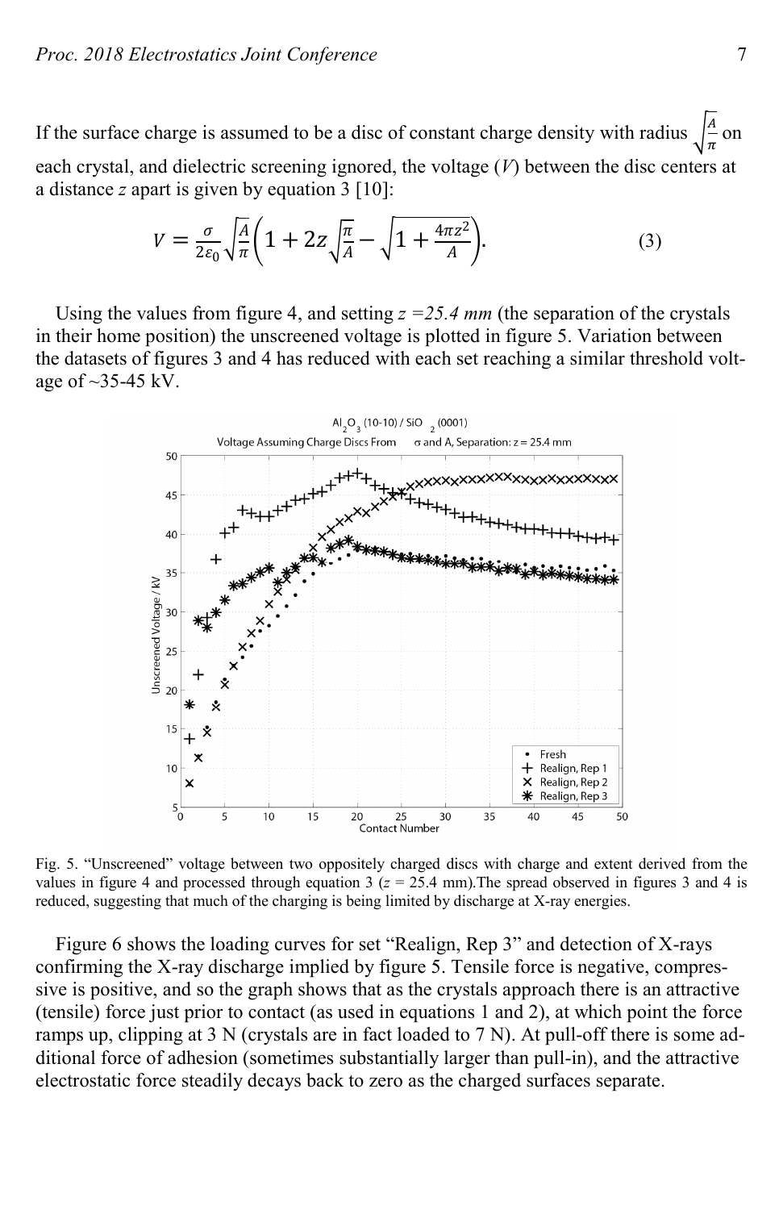If the surface charge is assumed to be a disc of constant charge density with radius $\sqrt{\frac{A}{\pi}}$ on each crystal, and dielectric screening ignored, the voltage ($V$) between the disc centers at a distance $z$ apart is given by equation 3 [10]:

$$V = \frac{\sigma}{2\varepsilon_0}\sqrt{\frac{A}{\pi}}\left(1 + 2z\sqrt{\frac{\pi}{A}} - \sqrt{1 + \frac{4\pi z^2}{A}}\right). \tag{3}$$

Using the values from figure 4, and setting $z$ *=25.4 mm* (the separation of the crystals in their home position) the unscreened voltage is plotted in figure 5. Variation between the datasets of figures 3 and 4 has reduced with each set reaching a similar threshold voltage of ~35-45 kV.

Fig. 5. "Unscreened" voltage between two oppositely charged discs with charge and extent derived from the values in figure 4 and processed through equation 3 ($z$ = 25.4 mm).The spread observed in figures 3 and 4 is reduced, suggesting that much of the charging is being limited by discharge at X-ray energies.

Figure 6 shows the loading curves for set "Realign, Rep 3" and detection of X-rays confirming the X-ray discharge implied by figure 5. Tensile force is negative, compressive is positive, and so the graph shows that as the crystals approach there is an attractive (tensile) force just prior to contact (as used in equations 1 and 2), at which point the force ramps up, clipping at 3 N (crystals are in fact loaded to 7 N). At pull-off there is some additional force of adhesion (sometimes substantially larger than pull-in), and the attractive electrostatic force steadily decays back to zero as the charged surfaces separate.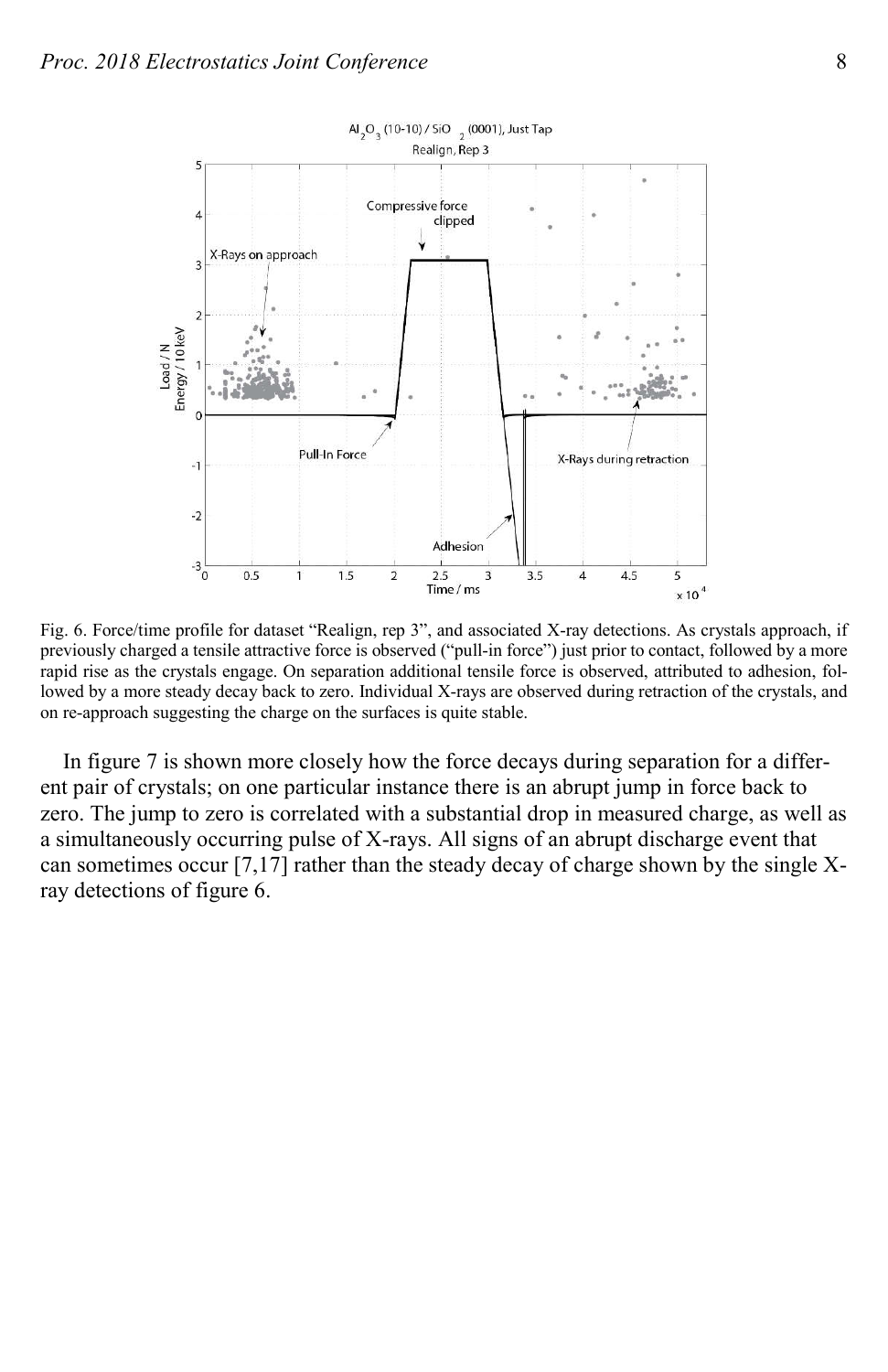Fig. 6. Force/time profile for dataset "Realign, rep 3", and associated X-ray detections. As crystals approach, if previously charged a tensile attractive force is observed ("pull-in force") just prior to contact, followed by a more rapid rise as the crystals engage. On separation additional tensile force is observed, attributed to adhesion, followed by a more steady decay back to zero. Individual X-rays are observed during retraction of the crystals, and on re-approach suggesting the charge on the surfaces is quite stable.

In figure 7 is shown more closely how the force decays during separation for a different pair of crystals; on one particular instance there is an abrupt jump in force back to zero. The jump to zero is correlated with a substantial drop in measured charge, as well as a simultaneously occurring pulse of X-rays. All signs of an abrupt discharge event that can sometimes occur [7,17] rather than the steady decay of charge shown by the single X-ray detections of figure 6.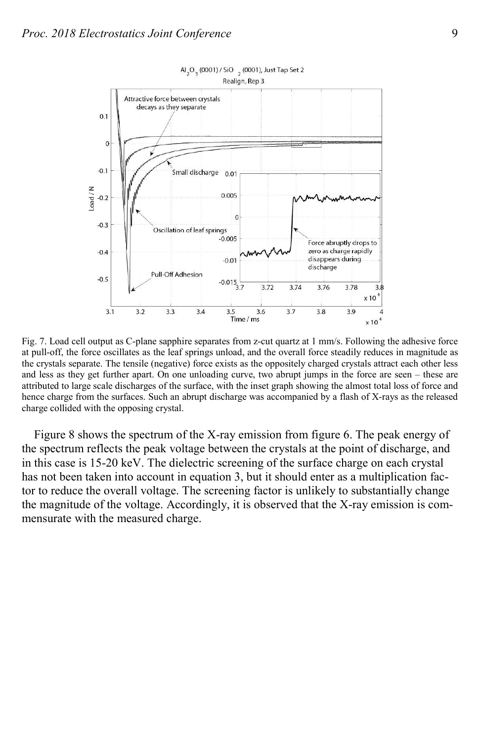Fig. 7. Load cell output as C-plane sapphire separates from z-cut quartz at 1 mm/s. Following the adhesive force at pull-off, the force oscillates as the leaf springs unload, and the overall force steadily reduces in magnitude as the crystals separate. The tensile (negative) force exists as the oppositely charged crystals attract each other less and less as they get further apart. On one unloading curve, two abrupt jumps in the force are seen – these are attributed to large scale discharges of the surface, with the inset graph showing the almost total loss of force and hence charge from the surfaces. Such an abrupt discharge was accompanied by a flash of X-rays as the released charge collided with the opposing crystal.

Figure 8 shows the spectrum of the X-ray emission from figure 6. The peak energy of the spectrum reflects the peak voltage between the crystals at the point of discharge, and in this case is 15-20 keV. The dielectric screening of the surface charge on each crystal has not been taken into account in equation 3, but it should enter as a multiplication factor to reduce the overall voltage. The screening factor is unlikely to substantially change the magnitude of the voltage. Accordingly, it is observed that the X-ray emission is commensurate with the measured charge.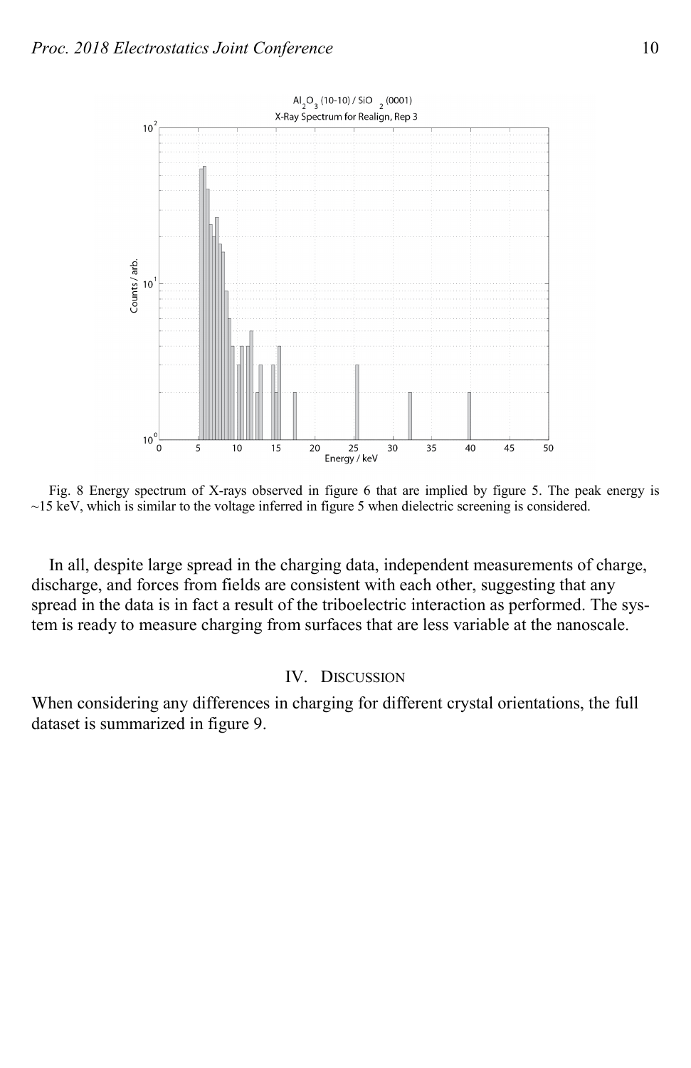Fig. 8 Energy spectrum of X-rays observed in figure 6 that are implied by figure 5. The peak energy is ~15 keV, which is similar to the voltage inferred in figure 5 when dielectric screening is considered.

In all, despite large spread in the charging data, independent measurements of charge, discharge, and forces from fields are consistent with each other, suggesting that any spread in the data is in fact a result of the triboelectric interaction as performed. The system is ready to measure charging from surfaces that are less variable at the nanoscale.

## IV. Discussion

When considering any differences in charging for different crystal orientations, the full dataset is summarized in figure 9.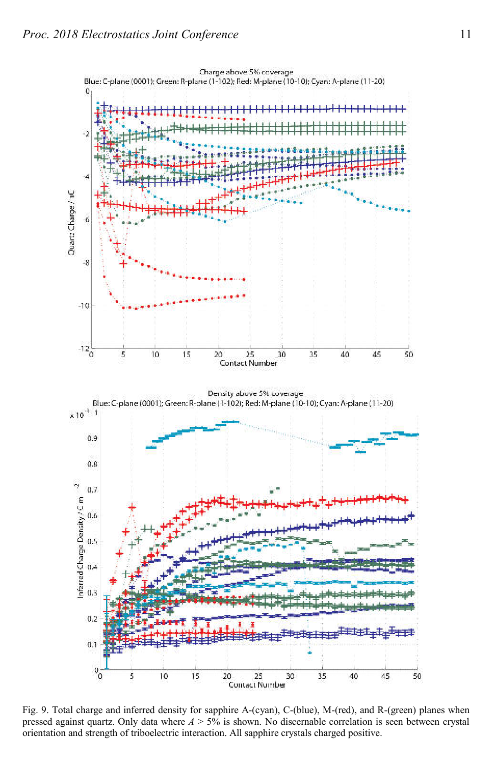Fig. 9. Total charge and inferred density for sapphire A-(cyan), C-(blue), M-(red), and R-(green) planes when pressed against quartz. Only data where $A > 5\%$ is shown. No discernable correlation is seen between crystal orientation and strength of triboelectric interaction. All sapphire crystals charged positive.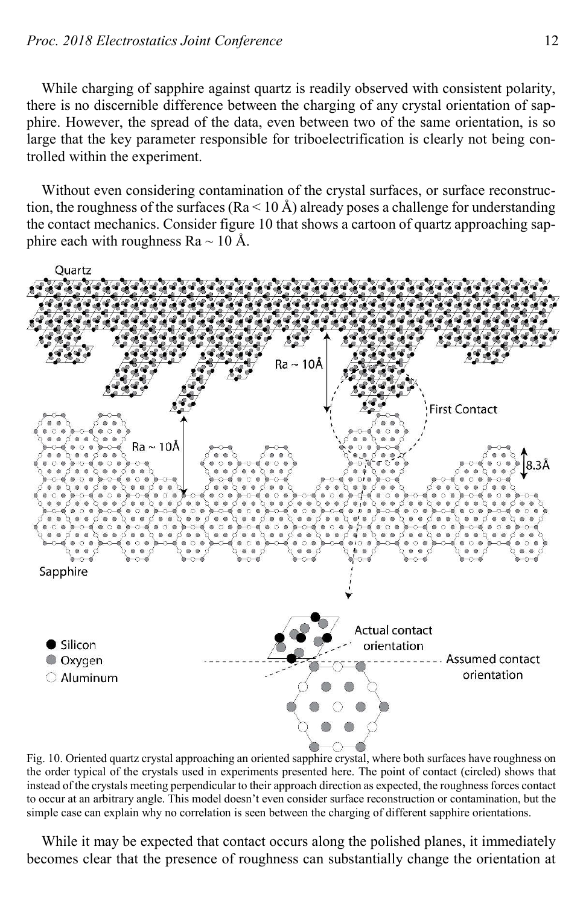While charging of sapphire against quartz is readily observed with consistent polarity, there is no discernible difference between the charging of any crystal orientation of sapphire. However, the spread of the data, even between two of the same orientation, is so large that the key parameter responsible for triboelectrification is clearly not being controlled within the experiment.

Without even considering contamination of the crystal surfaces, or surface reconstruction, the roughness of the surfaces (Ra < 10 Å) already poses a challenge for understanding the contact mechanics. Consider figure 10 that shows a cartoon of quartz approaching sapphire each with roughness Ra ~ 10 Å.

Fig. 10. Oriented quartz crystal approaching an oriented sapphire crystal, where both surfaces have roughness on the order typical of the crystals used in experiments presented here. The point of contact (circled) shows that instead of the crystals meeting perpendicular to their approach direction as expected, the roughness forces contact to occur at an arbitrary angle. This model doesn't even consider surface reconstruction or contamination, but the simple case can explain why no correlation is seen between the charging of different sapphire orientations.

While it may be expected that contact occurs along the polished planes, it immediately becomes clear that the presence of roughness can substantially change the orientation at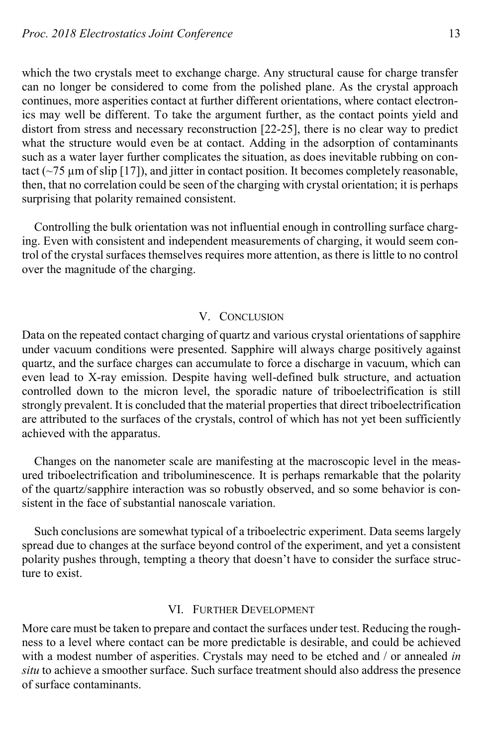which the two crystals meet to exchange charge. Any structural cause for charge transfer can no longer be considered to come from the polished plane. As the crystal approach continues, more asperities contact at further different orientations, where contact electronics may well be different. To take the argument further, as the contact points yield and distort from stress and necessary reconstruction [22-25], there is no clear way to predict what the structure would even be at contact. Adding in the adsorption of contaminants such as a water layer further complicates the situation, as does inevitable rubbing on contact (~75 µm of slip [17]), and jitter in contact position. It becomes completely reasonable, then, that no correlation could be seen of the charging with crystal orientation; it is perhaps surprising that polarity remained consistent.

Controlling the bulk orientation was not influential enough in controlling surface charging. Even with consistent and independent measurements of charging, it would seem control of the crystal surfaces themselves requires more attention, as there is little to no control over the magnitude of the charging.

## V. Conclusion

Data on the repeated contact charging of quartz and various crystal orientations of sapphire under vacuum conditions were presented. Sapphire will always charge positively against quartz, and the surface charges can accumulate to force a discharge in vacuum, which can even lead to X-ray emission. Despite having well-defined bulk structure, and actuation controlled down to the micron level, the sporadic nature of triboelectrification is still strongly prevalent. It is concluded that the material properties that direct triboelectrification are attributed to the surfaces of the crystals, control of which has not yet been sufficiently achieved with the apparatus.

Changes on the nanometer scale are manifesting at the macroscopic level in the measured triboelectrification and triboluminescence. It is perhaps remarkable that the polarity of the quartz/sapphire interaction was so robustly observed, and so some behavior is consistent in the face of substantial nanoscale variation.

Such conclusions are somewhat typical of a triboelectric experiment. Data seems largely spread due to changes at the surface beyond control of the experiment, and yet a consistent polarity pushes through, tempting a theory that doesn't have to consider the surface structure to exist.

## VI. Further Development

More care must be taken to prepare and contact the surfaces under test. Reducing the roughness to a level where contact can be more predictable is desirable, and could be achieved with a modest number of asperities. Crystals may need to be etched and / or annealed *in situ* to achieve a smoother surface. Such surface treatment should also address the presence of surface contaminants.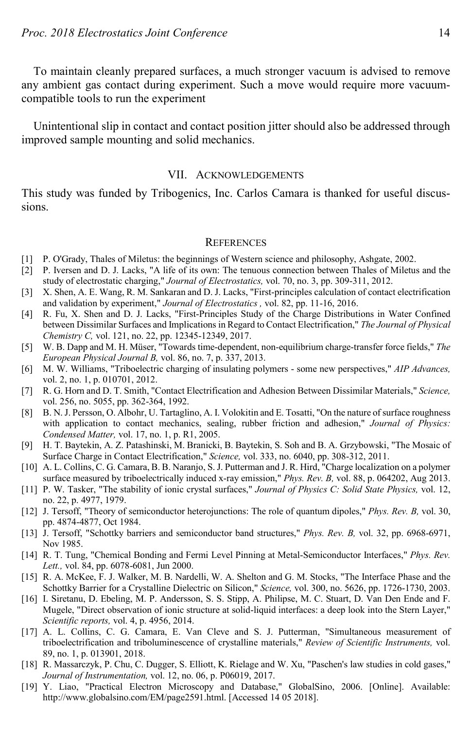To maintain cleanly prepared surfaces, a much stronger vacuum is advised to remove any ambient gas contact during experiment. Such a move would require more vacuum-compatible tools to run the experiment

Unintentional slip in contact and contact position jitter should also be addressed through improved sample mounting and solid mechanics.

## VII. Acknowledgements

This study was funded by Tribogenics, Inc. Carlos Camara is thanked for useful discussions.

## References

[1] P. O'Grady, Thales of Miletus: the beginnings of Western science and philosophy, Ashgate, 2002.

[2] P. Iversen and D. J. Lacks, "A life of its own: The tenuous connection between Thales of Miletus and the study of electrostatic charging," *Journal of Electrostatics,* vol. 70, no. 3, pp. 309-311, 2012.

[3] X. Shen, A. E. Wang, R. M. Sankaran and D. J. Lacks, "First-principles calculation of contact electrification and validation by experiment," *Journal of Electrostatics ,* vol. 82, pp. 11-16, 2016.

[4] R. Fu, X. Shen and D. J. Lacks, "First-Principles Study of the Charge Distributions in Water Confined between Dissimilar Surfaces and Implications in Regard to Contact Electrification," *The Journal of Physical Chemistry C,* vol. 121, no. 22, pp. 12345-12349, 2017.

[5] W. B. Dapp and M. H. Müser, "Towards time-dependent, non-equilibrium charge-transfer force fields," *The European Physical Journal B,* vol. 86, no. 7, p. 337, 2013.

[6] M. W. Williams, "Triboelectric charging of insulating polymers - some new perspectives," *AIP Advances,* vol. 2, no. 1, p. 010701, 2012.

[7] R. G. Horn and D. T. Smith, "Contact Electrification and Adhesion Between Dissimilar Materials," *Science,* vol. 256, no. 5055, pp. 362-364, 1992.

[8] B. N. J. Persson, O. Albohr, U. Tartaglino, A. I. Volokitin and E. Tosatti, "On the nature of surface roughness with application to contact mechanics, sealing, rubber friction and adhesion," *Journal of Physics: Condensed Matter,* vol. 17, no. 1, p. R1, 2005.

[9] H. T. Baytekin, A. Z. Patashinski, M. Branicki, B. Baytekin, S. Soh and B. A. Grzybowski, "The Mosaic of Surface Charge in Contact Electrification," *Science,* vol. 333, no. 6040, pp. 308-312, 2011.

[10] A. L. Collins, C. G. Camara, B. B. Naranjo, S. J. Putterman and J. R. Hird, "Charge localization on a polymer surface measured by triboelectrically induced x-ray emission," *Phys. Rev. B,* vol. 88, p. 064202, Aug 2013.

[11] P. W. Tasker, "The stability of ionic crystal surfaces," *Journal of Physics C: Solid State Physics,* vol. 12, no. 22, p. 4977, 1979.

[12] J. Tersoff, "Theory of semiconductor heterojunctions: The role of quantum dipoles," *Phys. Rev. B,* vol. 30, pp. 4874-4877, Oct 1984.

[13] J. Tersoff, "Schottky barriers and semiconductor band structures," *Phys. Rev. B,* vol. 32, pp. 6968-6971, Nov 1985.

[14] R. T. Tung, "Chemical Bonding and Fermi Level Pinning at Metal-Semiconductor Interfaces," *Phys. Rev. Lett.,* vol. 84, pp. 6078-6081, Jun 2000.

[15] R. A. McKee, F. J. Walker, M. B. Nardelli, W. A. Shelton and G. M. Stocks, "The Interface Phase and the Schottky Barrier for a Crystalline Dielectric on Silicon," *Science,* vol. 300, no. 5626, pp. 1726-1730, 2003.

[16] I. Siretanu, D. Ebeling, M. P. Andersson, S. S. Stipp, A. Philipse, M. C. Stuart, D. Van Den Ende and F. Mugele, "Direct observation of ionic structure at solid-liquid interfaces: a deep look into the Stern Layer," *Scientific reports,* vol. 4, p. 4956, 2014.

[17] A. L. Collins, C. G. Camara, E. Van Cleve and S. J. Putterman, "Simultaneous measurement of triboelectrification and triboluminescence of crystalline materials," *Review of Scientific Instruments,* vol. 89, no. 1, p. 013901, 2018.

[18] R. Massarczyk, P. Chu, C. Dugger, S. Elliott, K. Rielage and W. Xu, "Paschen's law studies in cold gases," *Journal of Instrumentation,* vol. 12, no. 06, p. P06019, 2017.

[19] Y. Liao, "Practical Electron Microscopy and Database," GlobalSino, 2006. [Online]. Available: http://www.globalsino.com/EM/page2591.html. [Accessed 14 05 2018].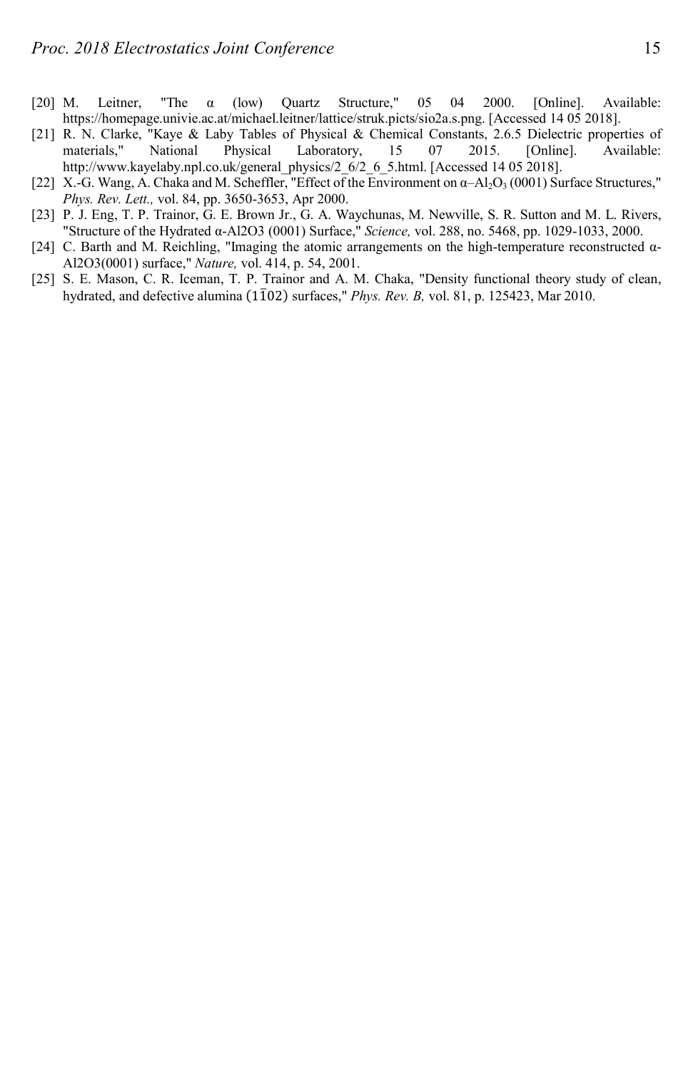[20] M. Leitner, "The α (low) Quartz Structure," 05 04 2000. [Online]. Available: https://homepage.univie.ac.at/michael.leitner/lattice/struk.picts/sio2a.s.png. [Accessed 14 05 2018].

[21] R. N. Clarke, "Kaye & Laby Tables of Physical & Chemical Constants, 2.6.5 Dielectric properties of materials," National Physical Laboratory, 15 07 2015. [Online]. Available: http://www.kayelaby.npl.co.uk/general_physics/2_6/2_6_5.html. [Accessed 14 05 2018].

[22] X.-G. Wang, A. Chaka and M. Scheffler, "Effect of the Environment on α–$Al_2O_3$ (0001) Surface Structures," *Phys. Rev. Lett.,* vol. 84, pp. 3650-3653, Apr 2000.

[23] P. J. Eng, T. P. Trainor, G. E. Brown Jr., G. A. Waychunas, M. Newville, S. R. Sutton and M. L. Rivers, "Structure of the Hydrated α-Al2O3 (0001) Surface," *Science,* vol. 288, no. 5468, pp. 1029-1033, 2000.

[24] C. Barth and M. Reichling, "Imaging the atomic arrangements on the high-temperature reconstructed α-Al2O3(0001) surface," *Nature,* vol. 414, p. 54, 2001.

[25] S. E. Mason, C. R. Iceman, T. P. Trainor and A. M. Chaka, "Density functional theory study of clean, hydrated, and defective alumina $(1\bar{1}02)$ surfaces," *Phys. Rev. B,* vol. 81, p. 125423, Mar 2010.